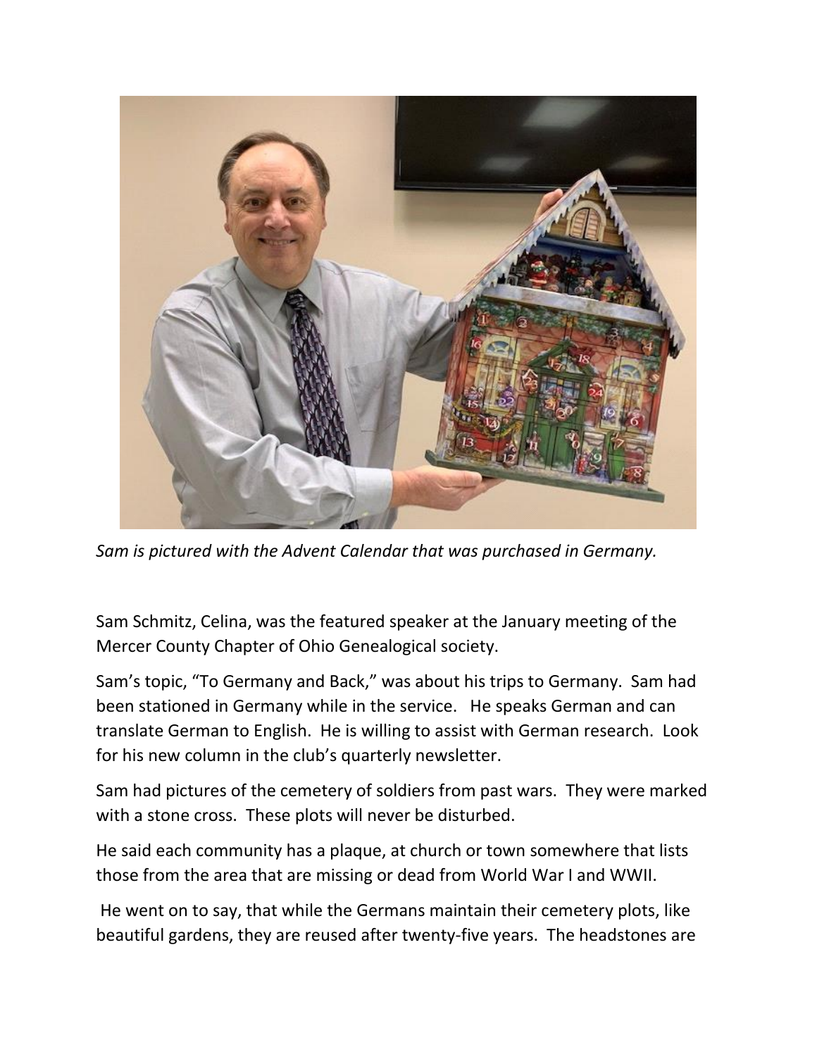*Sam is pictured with the Advent Calendar that was purchased in Germany.*

Sam Schmitz, Celina, was the featured speaker at the January meeting of the Mercer County Chapter of Ohio Genealogical society.

Sam's topic, "To Germany and Back," was about his trips to Germany. Sam had been stationed in Germany while in the service. He speaks German and can translate German to English. He is willing to assist with German research. Look for his new column in the club's quarterly newsletter.

Sam had pictures of the cemetery of soldiers from past wars. They were marked with a stone cross. These plots will never be disturbed.

He said each community has a plaque, at church or town somewhere that lists those from the area that are missing or dead from World War I and WWII.

He went on to say, that while the Germans maintain their cemetery plots, like beautiful gardens, they are reused after twenty-five years. The headstones are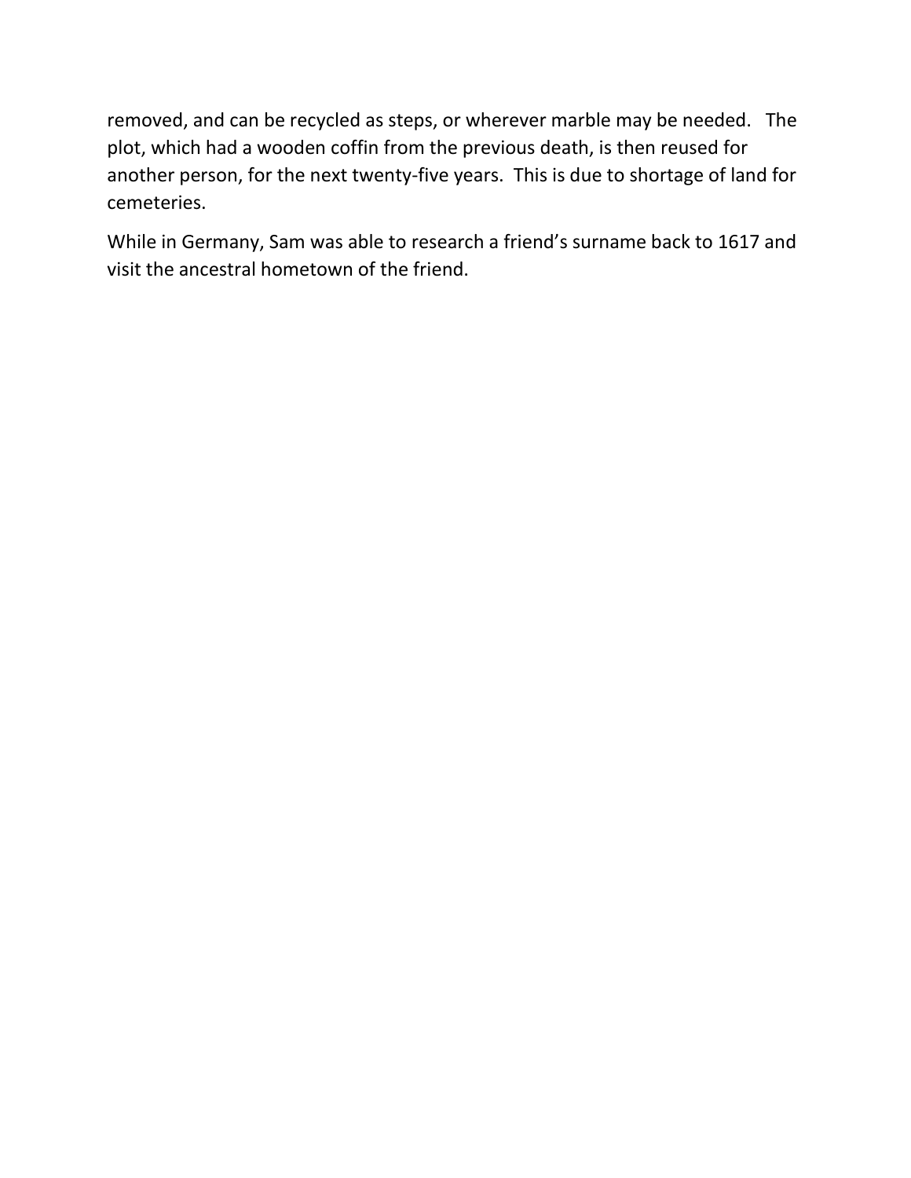removed, and can be recycled as steps, or wherever marble may be needed. The plot, which had a wooden coffin from the previous death, is then reused for another person, for the next twenty-five years. This is due to shortage of land for cemeteries.

While in Germany, Sam was able to research a friend's surname back to 1617 and visit the ancestral hometown of the friend.